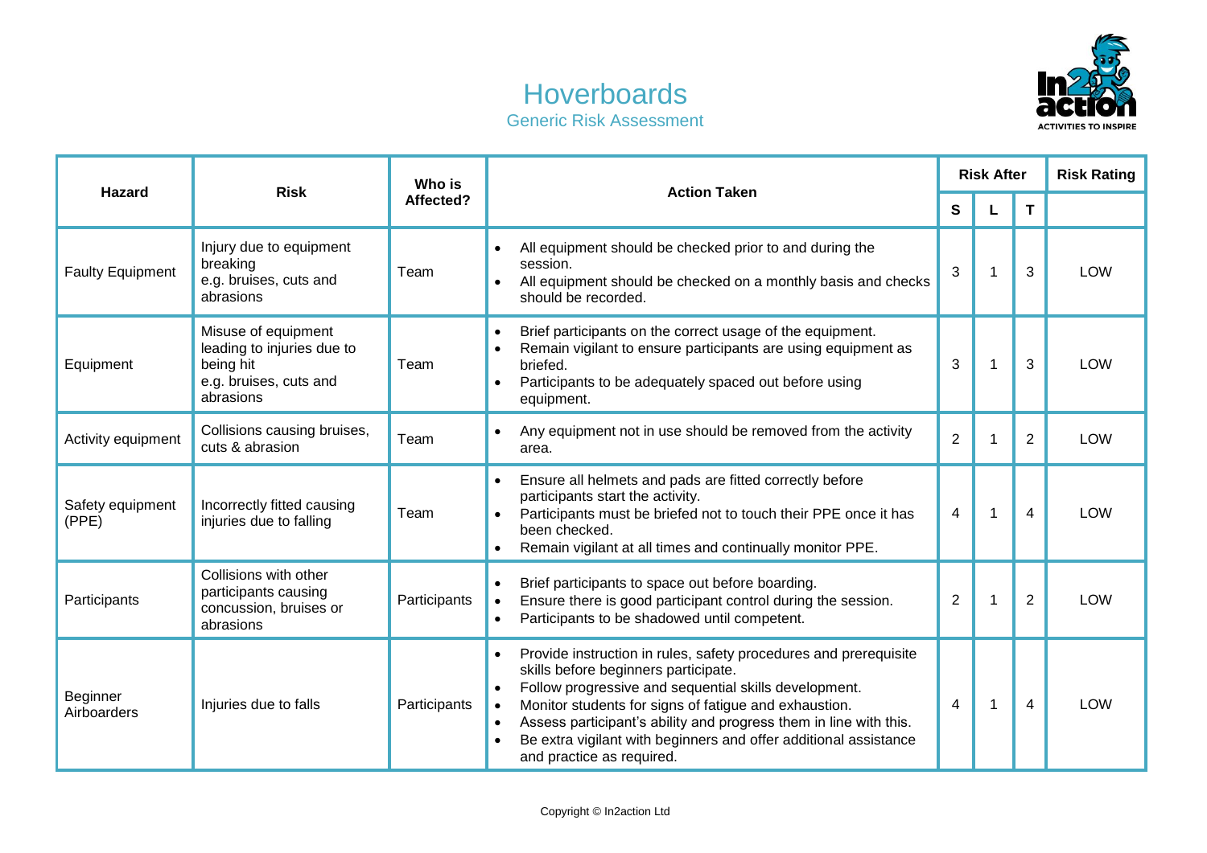# Hoverboards

## Generic Risk Assessment

| Hazard | Risk | Who is Affected? | Action Taken | Risk After | | | Risk Rating |
|---|---|---|---|---|---|---|---|
| | | | | S | L | T | |
| Faulty Equipment | Injury due to equipment breaking e.g. bruises, cuts and abrasions | Team | • All equipment should be checked prior to and during the session.<br>• All equipment should be checked on a monthly basis and checks should be recorded. | 3 | 1 | 3 | LOW |
| Equipment | Misuse of equipment leading to injuries due to being hit e.g. bruises, cuts and abrasions | Team | • Brief participants on the correct usage of the equipment.<br>• Remain vigilant to ensure participants are using equipment as briefed.<br>• Participants to be adequately spaced out before using equipment. | 3 | 1 | 3 | LOW |
| Activity equipment | Collisions causing bruises, cuts & abrasion | Team | • Any equipment not in use should be removed from the activity area. | 2 | 1 | 2 | LOW |
| Safety equipment (PPE) | Incorrectly fitted causing injuries due to falling | Team | • Ensure all helmets and pads are fitted correctly before participants start the activity.<br>• Participants must be briefed not to touch their PPE once it has been checked.<br>• Remain vigilant at all times and continually monitor PPE. | 4 | 1 | 4 | LOW |
| Participants | Collisions with other participants causing concussion, bruises or abrasions | Participants | • Brief participants to space out before boarding.<br>• Ensure there is good participant control during the session.<br>• Participants to be shadowed until competent. | 2 | 1 | 2 | LOW |
| Beginner Airboarders | Injuries due to falls | Participants | • Provide instruction in rules, safety procedures and prerequisite skills before beginners participate.<br>• Follow progressive and sequential skills development.<br>• Monitor students for signs of fatigue and exhaustion.<br>• Assess participant's ability and progress them in line with this.<br>• Be extra vigilant with beginners and offer additional assistance and practice as required. | 4 | 1 | 4 | LOW |

Copyright © In2action Ltd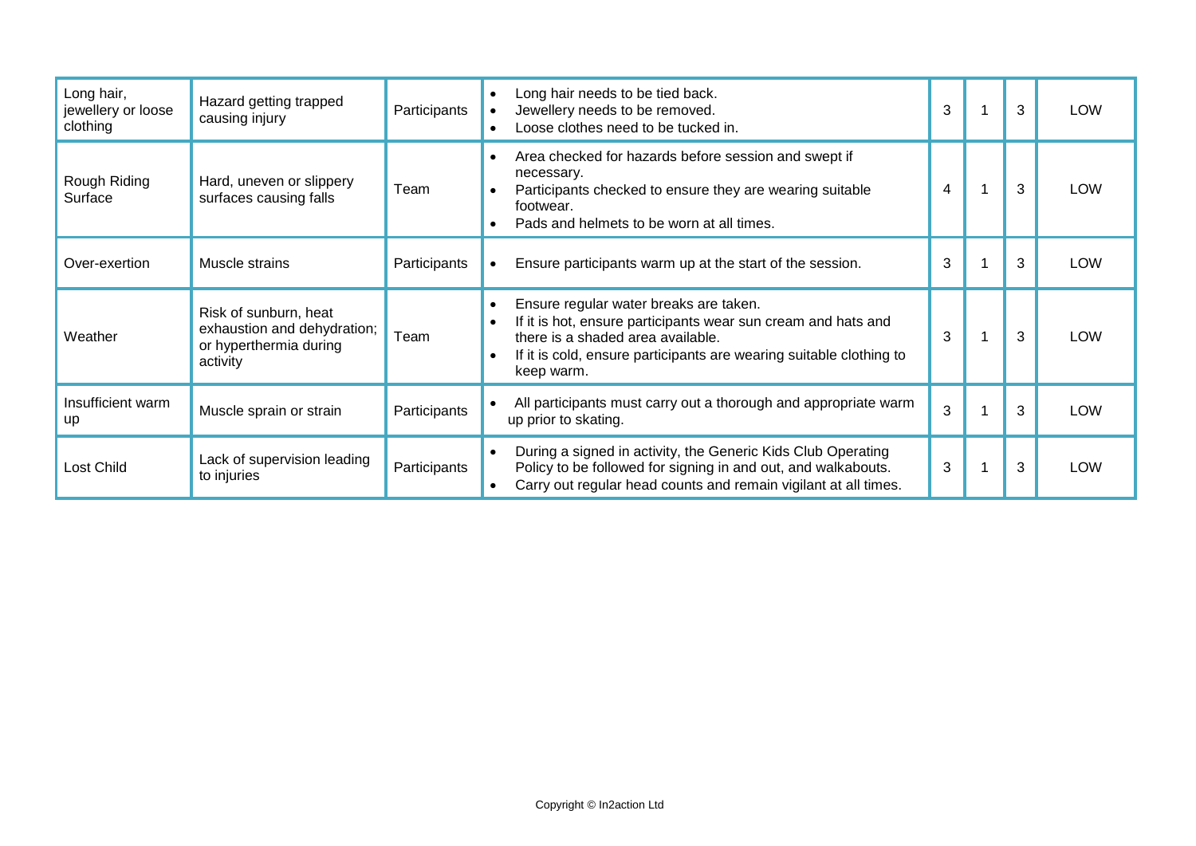| | | | | | | | |
|---|---|---|---|---|---|---|---|
| Long hair, jewellery or loose clothing | Hazard getting trapped causing injury | Participants | • Long hair needs to be tied back.<br>• Jewellery needs to be removed.<br>• Loose clothes need to be tucked in. | 3 | 1 | 3 | LOW |
| Rough Riding Surface | Hard, uneven or slippery surfaces causing falls | Team | • Area checked for hazards before session and swept if necessary.<br>• Participants checked to ensure they are wearing suitable footwear.<br>• Pads and helmets to be worn at all times. | 4 | 1 | 3 | LOW |
| Over-exertion | Muscle strains | Participants | • Ensure participants warm up at the start of the session. | 3 | 1 | 3 | LOW |
| Weather | Risk of sunburn, heat exhaustion and dehydration; or hyperthermia during activity | Team | • Ensure regular water breaks are taken.<br>• If it is hot, ensure participants wear sun cream and hats and there is a shaded area available.<br>• If it is cold, ensure participants are wearing suitable clothing to keep warm. | 3 | 1 | 3 | LOW |
| Insufficient warm up | Muscle sprain or strain | Participants | • All participants must carry out a thorough and appropriate warm up prior to skating. | 3 | 1 | 3 | LOW |
| Lost Child | Lack of supervision leading to injuries | Participants | • During a signed in activity, the Generic Kids Club Operating Policy to be followed for signing in and out, and walkabouts.<br>• Carry out regular head counts and remain vigilant at all times. | 3 | 1 | 3 | LOW |

Copyright © In2action Ltd